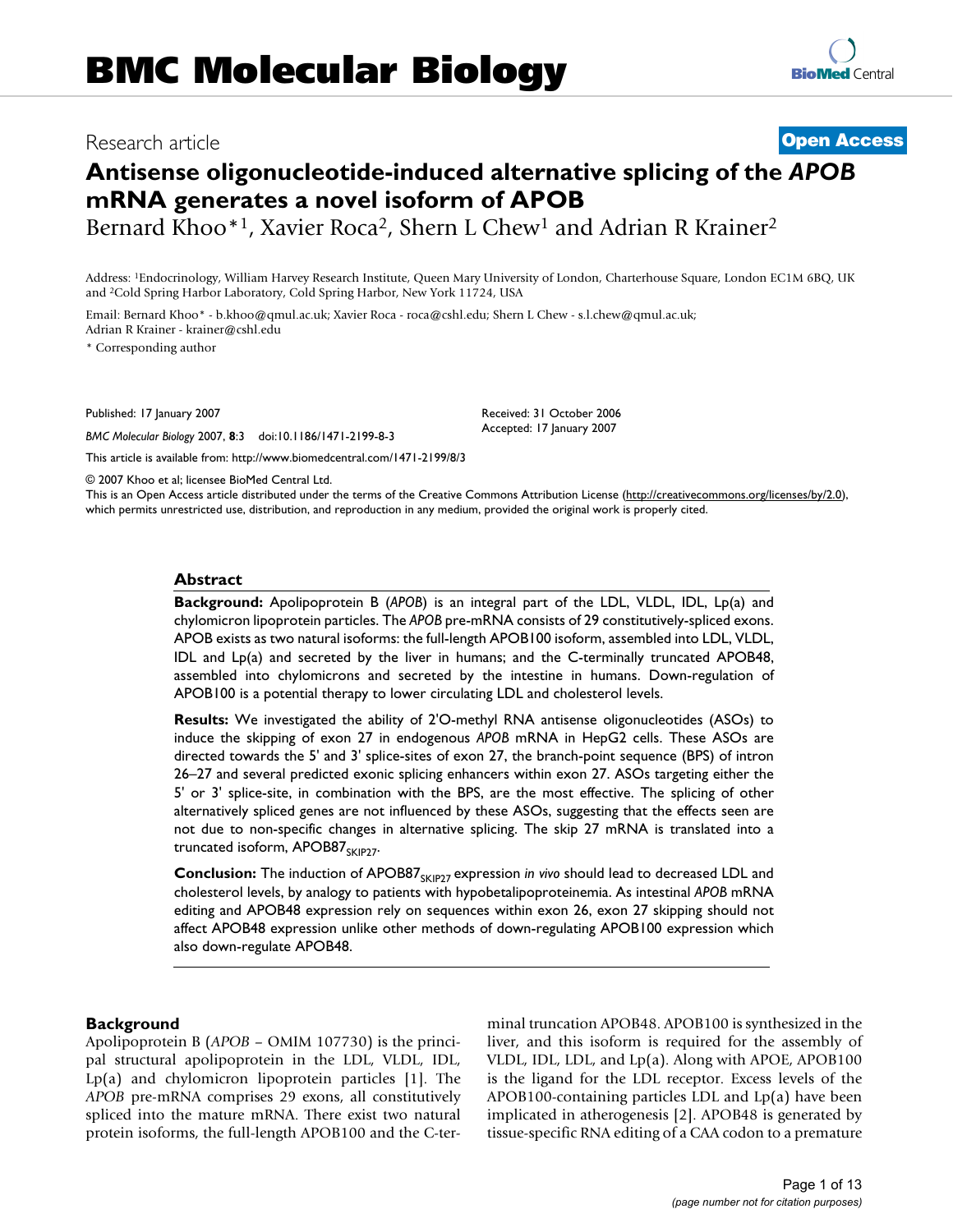BMC Molecular Biology

Research article

**Open Access**

# Antisense oligonucleotide-induced alternative splicing of the *APOB* mRNA generates a novel isoform of APOB

Bernard Khoo*[1], Xavier Roca[2], Shern L Chew[1] and Adrian R Krainer[2]

Address: [1]Endocrinology, William Harvey Research Institute, Queen Mary University of London, Charterhouse Square, London EC1M 6BQ, UK and [2]Cold Spring Harbor Laboratory, Cold Spring Harbor, New York 11724, USA

Email: Bernard Khoo* - b.khoo@qmul.ac.uk; Xavier Roca - roca@cshl.edu; Shern L Chew - s.l.chew@qmul.ac.uk; Adrian R Krainer - krainer@cshl.edu

* Corresponding author

Published: 17 January 2007

*BMC Molecular Biology* 2007, **8**:3 doi:10.1186/1471-2199-8-3

Received: 31 October 2006
Accepted: 17 January 2007

This article is available from: http://www.biomedcentral.com/1471-2199/8/3

© 2007 Khoo et al; licensee BioMed Central Ltd.
This is an Open Access article distributed under the terms of the Creative Commons Attribution License (http://creativecommons.org/licenses/by/2.0), which permits unrestricted use, distribution, and reproduction in any medium, provided the original work is properly cited.

## Abstract

**Background:** Apolipoprotein B (*APOB*) is an integral part of the LDL, VLDL, IDL, Lp(a) and chylomicron lipoprotein particles. The *APOB* pre-mRNA consists of 29 constitutively-spliced exons. APOB exists as two natural isoforms: the full-length APOB100 isoform, assembled into LDL, VLDL, IDL and Lp(a) and secreted by the liver in humans; and the C-terminally truncated APOB48, assembled into chylomicrons and secreted by the intestine in humans. Down-regulation of APOB100 is a potential therapy to lower circulating LDL and cholesterol levels.

**Results:** We investigated the ability of 2'O-methyl RNA antisense oligonucleotides (ASOs) to induce the skipping of exon 27 in endogenous *APOB* mRNA in HepG2 cells. These ASOs are directed towards the 5' and 3' splice-sites of exon 27, the branch-point sequence (BPS) of intron 26–27 and several predicted exonic splicing enhancers within exon 27. ASOs targeting either the 5' or 3' splice-site, in combination with the BPS, are the most effective. The splicing of other alternatively spliced genes are not influenced by these ASOs, suggesting that the effects seen are not due to non-specific changes in alternative splicing. The skip 27 mRNA is translated into a truncated isoform, $APOB87_{SKIP27}$.

**Conclusion:** The induction of $APOB87_{SKIP27}$ expression *in vivo* should lead to decreased LDL and cholesterol levels, by analogy to patients with hypobetalipoproteinemia. As intestinal *APOB* mRNA editing and APOB48 expression rely on sequences within exon 26, exon 27 skipping should not affect APOB48 expression unlike other methods of down-regulating APOB100 expression which also down-regulate APOB48.

## Background

Apolipoprotein B (*APOB* – OMIM 107730) is the principal structural apolipoprotein in the LDL, VLDL, IDL, Lp(a) and chylomicron lipoprotein particles [1]. The *APOB* pre-mRNA comprises 29 exons, all constitutively spliced into the mature mRNA. There exist two natural protein isoforms, the full-length APOB100 and the C-terminal truncation APOB48. APOB100 is synthesized in the liver, and this isoform is required for the assembly of VLDL, IDL, LDL, and Lp(a). Along with APOE, APOB100 is the ligand for the LDL receptor. Excess levels of the APOB100-containing particles LDL and Lp(a) have been implicated in atherogenesis [2]. APOB48 is generated by tissue-specific RNA editing of a CAA codon to a premature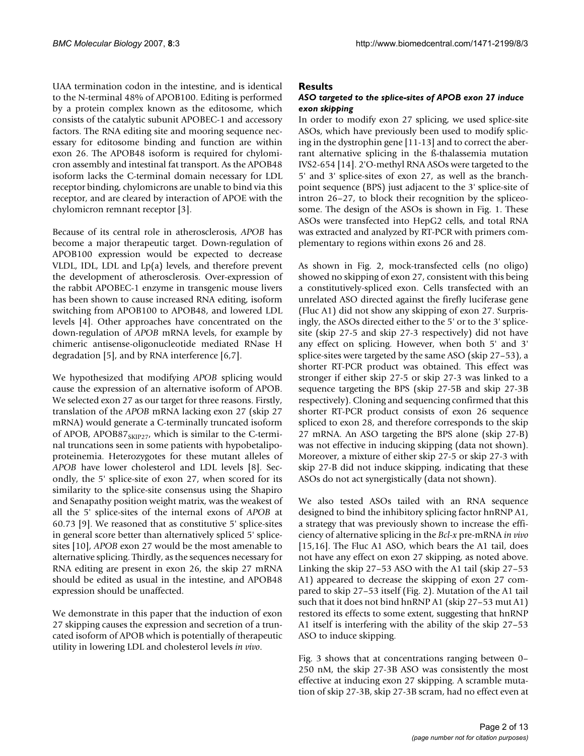UAA termination codon in the intestine, and is identical to the N-terminal 48% of APOB100. Editing is performed by a protein complex known as the editosome, which consists of the catalytic subunit APOBEC-1 and accessory factors. The RNA editing site and mooring sequence necessary for editosome binding and function are within exon 26. The APOB48 isoform is required for chylomicron assembly and intestinal fat transport. As the APOB48 isoform lacks the C-terminal domain necessary for LDL receptor binding, chylomicrons are unable to bind via this receptor, and are cleared by interaction of APOE with the chylomicron remnant receptor [3].

Because of its central role in atherosclerosis, *APOB* has become a major therapeutic target. Down-regulation of APOB100 expression would be expected to decrease VLDL, IDL, LDL and Lp(a) levels, and therefore prevent the development of atherosclerosis. Over-expression of the rabbit APOBEC-1 enzyme in transgenic mouse livers has been shown to cause increased RNA editing, isoform switching from APOB100 to APOB48, and lowered LDL levels [4]. Other approaches have concentrated on the down-regulation of *APOB* mRNA levels, for example by chimeric antisense-oligonucleotide mediated RNase H degradation [5], and by RNA interference [6,7].

We hypothesized that modifying *APOB* splicing would cause the expression of an alternative isoform of APOB. We selected exon 27 as our target for three reasons. Firstly, translation of the *APOB* mRNA lacking exon 27 (skip 27 mRNA) would generate a C-terminally truncated isoform of APOB, $APOB87_{SKIP27}$, which is similar to the C-terminal truncations seen in some patients with hypobetalipoproteinemia. Heterozygotes for these mutant alleles of *APOB* have lower cholesterol and LDL levels [8]. Secondly, the 5' splice-site of exon 27, when scored for its similarity to the splice-site consensus using the Shapiro and Senapathy position weight matrix, was the weakest of all the 5' splice-sites of the internal exons of *APOB* at 60.73 [9]. We reasoned that as constitutive 5' splice-sites in general score better than alternatively spliced 5' splice-sites [10], *APOB* exon 27 would be the most amenable to alternative splicing. Thirdly, as the sequences necessary for RNA editing are present in exon 26, the skip 27 mRNA should be edited as usual in the intestine, and APOB48 expression should be unaffected.

We demonstrate in this paper that the induction of exon 27 skipping causes the expression and secretion of a truncated isoform of APOB which is potentially of therapeutic utility in lowering LDL and cholesterol levels *in vivo*.

## Results

### *ASO targeted to the splice-sites of APOB exon 27 induce exon skipping*

In order to modify exon 27 splicing, we used splice-site ASOs, which have previously been used to modify splicing in the dystrophin gene [11-13] and to correct the aberrant alternative splicing in the ß-thalassemia mutation IVS2-654 [14]. 2'O-methyl RNA ASOs were targeted to the 5' and 3' splice-sites of exon 27, as well as the branch-point sequence (BPS) just adjacent to the 3' splice-site of intron 26–27, to block their recognition by the spliceosome. The design of the ASOs is shown in Fig. 1. These ASOs were transfected into HepG2 cells, and total RNA was extracted and analyzed by RT-PCR with primers complementary to regions within exons 26 and 28.

As shown in Fig. 2, mock-transfected cells (no oligo) showed no skipping of exon 27, consistent with this being a constitutively-spliced exon. Cells transfected with an unrelated ASO directed against the firefly luciferase gene (Fluc A1) did not show any skipping of exon 27. Surprisingly, the ASOs directed either to the 5' or to the 3' splice-site (skip 27-5 and skip 27-3 respectively) did not have any effect on splicing. However, when both 5' and 3' splice-sites were targeted by the same ASO (skip 27–53), a shorter RT-PCR product was obtained. This effect was stronger if either skip 27-5 or skip 27-3 was linked to a sequence targeting the BPS (skip 27-5B and skip 27-3B respectively). Cloning and sequencing confirmed that this shorter RT-PCR product consists of exon 26 sequence spliced to exon 28, and therefore corresponds to the skip 27 mRNA. An ASO targeting the BPS alone (skip 27-B) was not effective in inducing skipping (data not shown). Moreover, a mixture of either skip 27-5 or skip 27-3 with skip 27-B did not induce skipping, indicating that these ASOs do not act synergistically (data not shown).

We also tested ASOs tailed with an RNA sequence designed to bind the inhibitory splicing factor hnRNP A1, a strategy that was previously shown to increase the efficiency of alternative splicing in the *Bcl-x* pre-mRNA *in vivo* [15,16]. The Fluc A1 ASO, which bears the A1 tail, does not have any effect on exon 27 skipping, as noted above. Linking the skip 27–53 ASO with the A1 tail (skip 27–53 A1) appeared to decrease the skipping of exon 27 compared to skip 27–53 itself (Fig. 2). Mutation of the A1 tail such that it does not bind hnRNP A1 (skip 27–53 mut A1) restored its effects to some extent, suggesting that hnRNP A1 itself is interfering with the ability of the skip 27–53 ASO to induce skipping.

Fig. 3 shows that at concentrations ranging between 0–250 nM, the skip 27-3B ASO was consistently the most effective at inducing exon 27 skipping. A scramble mutation of skip 27-3B, skip 27-3B scram, had no effect even at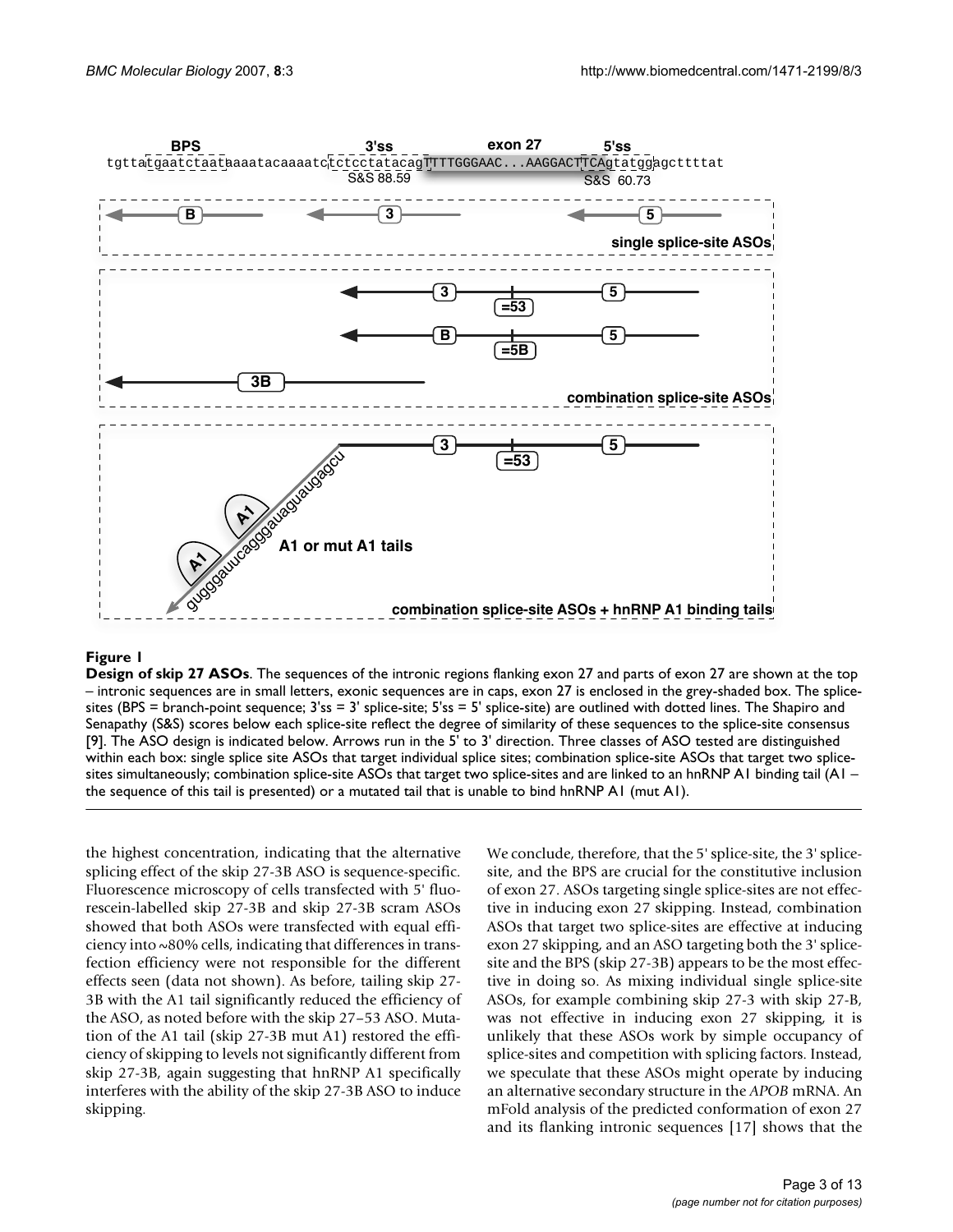**Figure 1**

**Design of skip 27 ASOs**. The sequences of the intronic regions flanking exon 27 and parts of exon 27 are shown at the top – intronic sequences are in small letters, exonic sequences are in caps, exon 27 is enclosed in the grey-shaded box. The splice-sites (BPS = branch-point sequence; 3'ss = 3' splice-site; 5'ss = 5' splice-site) are outlined with dotted lines. The Shapiro and Senapathy (S&S) scores below each splice-site reflect the degree of similarity of these sequences to the splice-site consensus [9]. The ASO design is indicated below. Arrows run in the 5' to 3' direction. Three classes of ASO tested are distinguished within each box: single splice site ASOs that target individual splice sites; combination splice-site ASOs that target two splice-sites simultaneously; combination splice-site ASOs that target two splice-sites and are linked to an hnRNP A1 binding tail (A1 – the sequence of this tail is presented) or a mutated tail that is unable to bind hnRNP A1 (mut A1).

the highest concentration, indicating that the alternative splicing effect of the skip 27-3B ASO is sequence-specific. Fluorescence microscopy of cells transfected with 5' fluorescein-labelled skip 27-3B and skip 27-3B scram ASOs showed that both ASOs were transfected with equal efficiency into ~80% cells, indicating that differences in transfection efficiency were not responsible for the different effects seen (data not shown). As before, tailing skip 27-3B with the A1 tail significantly reduced the efficiency of the ASO, as noted before with the skip 27–53 ASO. Mutation of the A1 tail (skip 27-3B mut A1) restored the efficiency of skipping to levels not significantly different from skip 27-3B, again suggesting that hnRNP A1 specifically interferes with the ability of the skip 27-3B ASO to induce skipping.

We conclude, therefore, that the 5' splice-site, the 3' splice-site, and the BPS are crucial for the constitutive inclusion of exon 27. ASOs targeting single splice-sites are not effective in inducing exon 27 skipping. Instead, combination ASOs that target two splice-sites are effective at inducing exon 27 skipping, and an ASO targeting both the 3' splice-site and the BPS (skip 27-3B) appears to be the most effective in doing so. As mixing individual single splice-site ASOs, for example combining skip 27-3 with skip 27-B, was not effective in inducing exon 27 skipping, it is unlikely that these ASOs work by simple occupancy of splice-sites and competition with splicing factors. Instead, we speculate that these ASOs might operate by inducing an alternative secondary structure in the *APOB* mRNA. An mFold analysis of the predicted conformation of exon 27 and its flanking intronic sequences [17] shows that the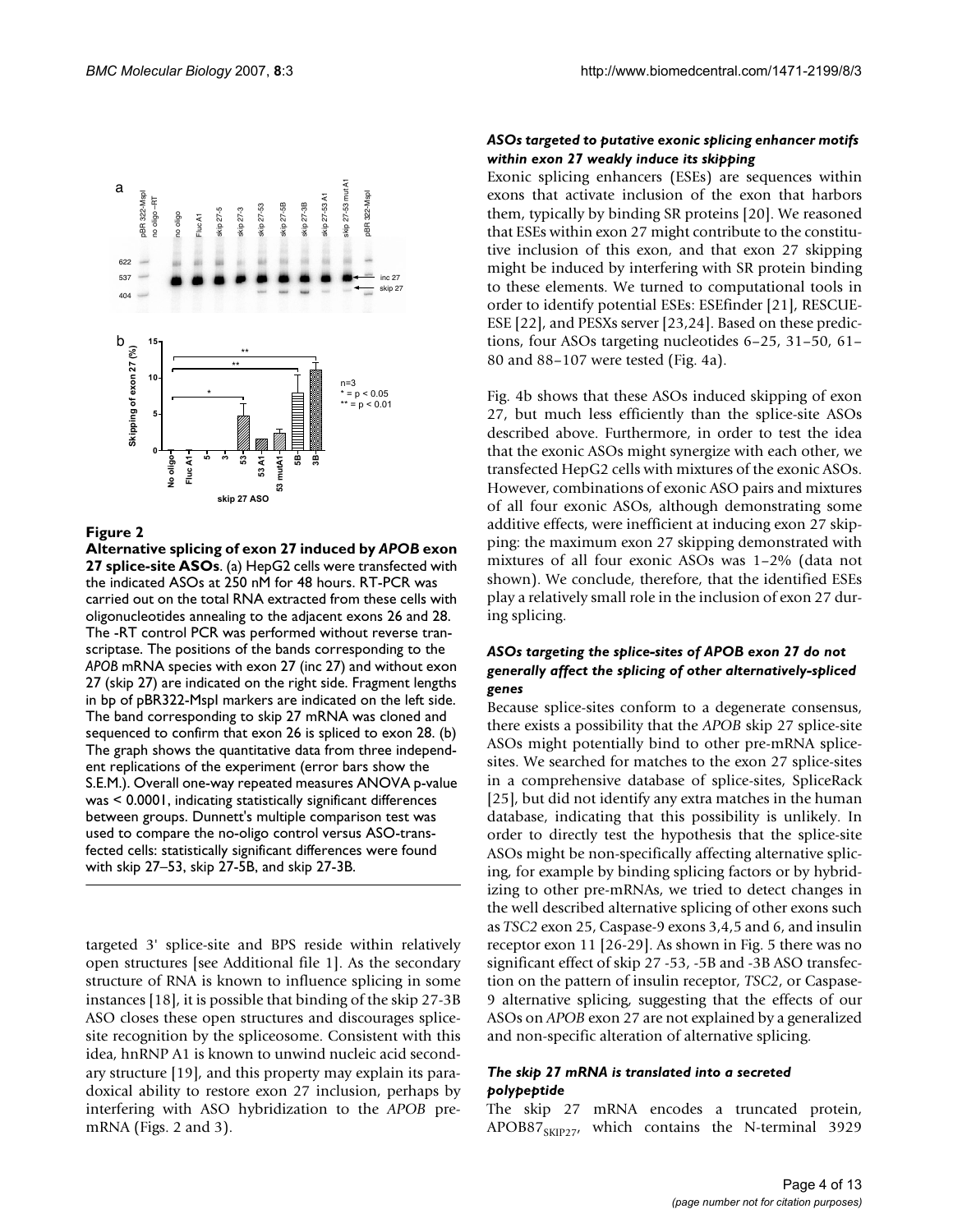**Figure 2**

**Alternative splicing of exon 27 induced by *APOB* exon 27 splice-site ASOs**. (a) HepG2 cells were transfected with the indicated ASOs at 250 nM for 48 hours. RT-PCR was carried out on the total RNA extracted from these cells with oligonucleotides annealing to the adjacent exons 26 and 28. The -RT control PCR was performed without reverse transcriptase. The positions of the bands corresponding to the *APOB* mRNA species with exon 27 (inc 27) and without exon 27 (skip 27) are indicated on the right side. Fragment lengths in bp of pBR322-MspI markers are indicated on the left side. The band corresponding to skip 27 mRNA was cloned and sequenced to confirm that exon 26 is spliced to exon 28. (b) The graph shows the quantitative data from three independent replications of the experiment (error bars show the S.E.M.). Overall one-way repeated measures ANOVA p-value was < 0.0001, indicating statistically significant differences between groups. Dunnett's multiple comparison test was used to compare the no-oligo control versus ASO-transfected cells: statistically significant differences were found with skip 27–53, skip 27-5B, and skip 27-3B.

targeted 3' splice-site and BPS reside within relatively open structures [see Additional file 1]. As the secondary structure of RNA is known to influence splicing in some instances [18], it is possible that binding of the skip 27-3B ASO closes these open structures and discourages splice-site recognition by the spliceosome. Consistent with this idea, hnRNP A1 is known to unwind nucleic acid secondary structure [19], and this property may explain its paradoxical ability to restore exon 27 inclusion, perhaps by interfering with ASO hybridization to the *APOB* pre-mRNA (Figs. 2 and 3).

### *ASOs targeted to putative exonic splicing enhancer motifs within exon 27 weakly induce its skipping*

Exonic splicing enhancers (ESEs) are sequences within exons that activate inclusion of the exon that harbors them, typically by binding SR proteins [20]. We reasoned that ESEs within exon 27 might contribute to the constitutive inclusion of this exon, and that exon 27 skipping might be induced by interfering with SR protein binding to these elements. We turned to computational tools in order to identify potential ESEs: ESEfinder [21], RESCUE-ESE [22], and PESXs server [23,24]. Based on these predictions, four ASOs targeting nucleotides 6–25, 31–50, 61–80 and 88–107 were tested (Fig. 4a).

Fig. 4b shows that these ASOs induced skipping of exon 27, but much less efficiently than the splice-site ASOs described above. Furthermore, in order to test the idea that the exonic ASOs might synergize with each other, we transfected HepG2 cells with mixtures of the exonic ASOs. However, combinations of exonic ASO pairs and mixtures of all four exonic ASOs, although demonstrating some additive effects, were inefficient at inducing exon 27 skipping: the maximum exon 27 skipping demonstrated with mixtures of all four exonic ASOs was 1–2% (data not shown). We conclude, therefore, that the identified ESEs play a relatively small role in the inclusion of exon 27 during splicing.

### *ASOs targeting the splice-sites of APOB exon 27 do not generally affect the splicing of other alternatively-spliced genes*

Because splice-sites conform to a degenerate consensus, there exists a possibility that the *APOB* skip 27 splice-site ASOs might potentially bind to other pre-mRNA splice-sites. We searched for matches to the exon 27 splice-sites in a comprehensive database of splice-sites, SpliceRack [25], but did not identify any extra matches in the human database, indicating that this possibility is unlikely. In order to directly test the hypothesis that the splice-site ASOs might be non-specifically affecting alternative splicing, for example by binding splicing factors or by hybridizing to other pre-mRNAs, we tried to detect changes in the well described alternative splicing of other exons such as *TSC2* exon 25, Caspase-9 exons 3,4,5 and 6, and insulin receptor exon 11 [26-29]. As shown in Fig. 5 there was no significant effect of skip 27 -53, -5B and -3B ASO transfection on the pattern of insulin receptor, *TSC2*, or Caspase-9 alternative splicing, suggesting that the effects of our ASOs on *APOB* exon 27 are not explained by a generalized and non-specific alteration of alternative splicing.

### *The skip 27 mRNA is translated into a secreted polypeptide*

The skip 27 mRNA encodes a truncated protein, $APOB87_{SKIP27}$, which contains the N-terminal 3929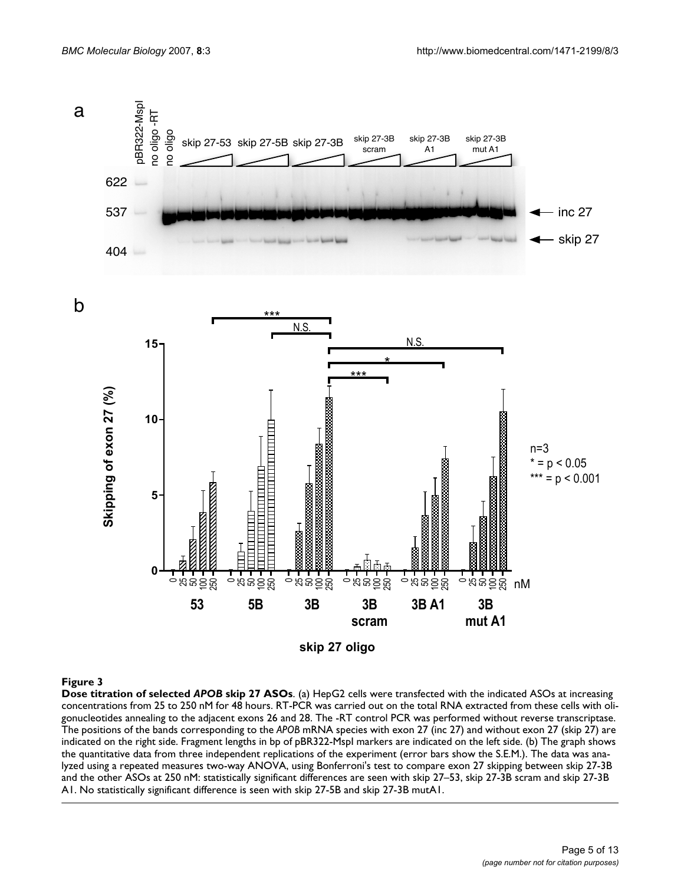**Figure 3**

**Dose titration of selected *APOB* skip 27 ASOs**. (a) HepG2 cells were transfected with the indicated ASOs at increasing concentrations from 25 to 250 nM for 48 hours. RT-PCR was carried out on the total RNA extracted from these cells with oligonucleotides annealing to the adjacent exons 26 and 28. The -RT control PCR was performed without reverse transcriptase. The positions of the bands corresponding to the *APOB* mRNA species with exon 27 (inc 27) and without exon 27 (skip 27) are indicated on the right side. Fragment lengths in bp of pBR322-MspI markers are indicated on the left side. (b) The graph shows the quantitative data from three independent replications of the experiment (error bars show the S.E.M.). The data was analyzed using a repeated measures two-way ANOVA, using Bonferroni's test to compare exon 27 skipping between skip 27-3B and the other ASOs at 250 nM: statistically significant differences are seen with skip 27–53, skip 27-3B scram and skip 27-3B A1. No statistically significant difference is seen with skip 27-5B and skip 27-3B mutA1.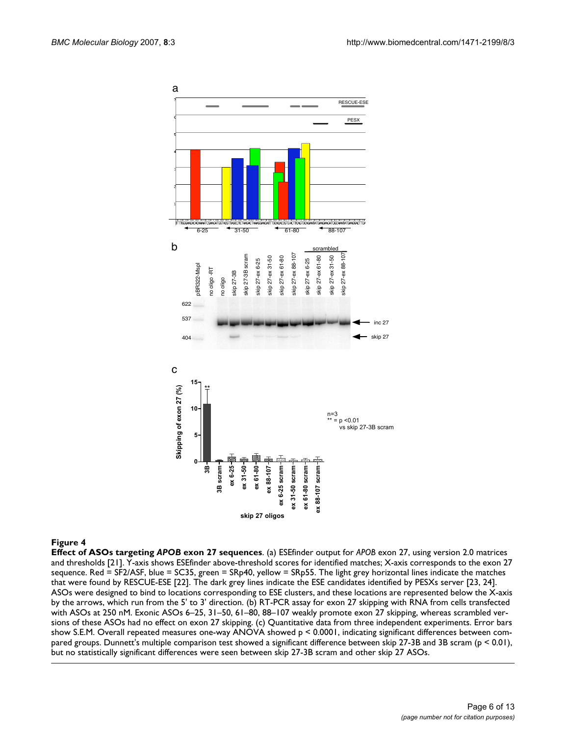**Figure 4**

**Effect of ASOs targeting *APOB* exon 27 sequences**. (a) ESEfinder output for *APOB* exon 27, using version 2.0 matrices and thresholds [21]. Y-axis shows ESEfinder above-threshold scores for identified matches; X-axis corresponds to the exon 27 sequence. Red = SF2/ASF, blue = SC35, green = SRp40, yellow = SRp55. The light grey horizontal lines indicate the matches that were found by RESCUE-ESE [22]. The dark grey lines indicate the ESE candidates identified by PESXs server [23, 24]. ASOs were designed to bind to locations corresponding to ESE clusters, and these locations are represented below the X-axis by the arrows, which run from the 5' to 3' direction. (b) RT-PCR assay for exon 27 skipping with RNA from cells transfected with ASOs at 250 nM. Exonic ASOs 6–25, 31–50, 61–80, 88–107 weakly promote exon 27 skipping, whereas scrambled versions of these ASOs had no effect on exon 27 skipping. (c) Quantitative data from three independent experiments. Error bars show S.E.M. Overall repeated measures one-way ANOVA showed $p < 0.0001$, indicating significant differences between compared groups. Dunnett's multiple comparison test showed a significant difference between skip 27-3B and 3B scram ($p < 0.01$), but no statistically significant differences were seen between skip 27-3B scram and other skip 27 ASOs.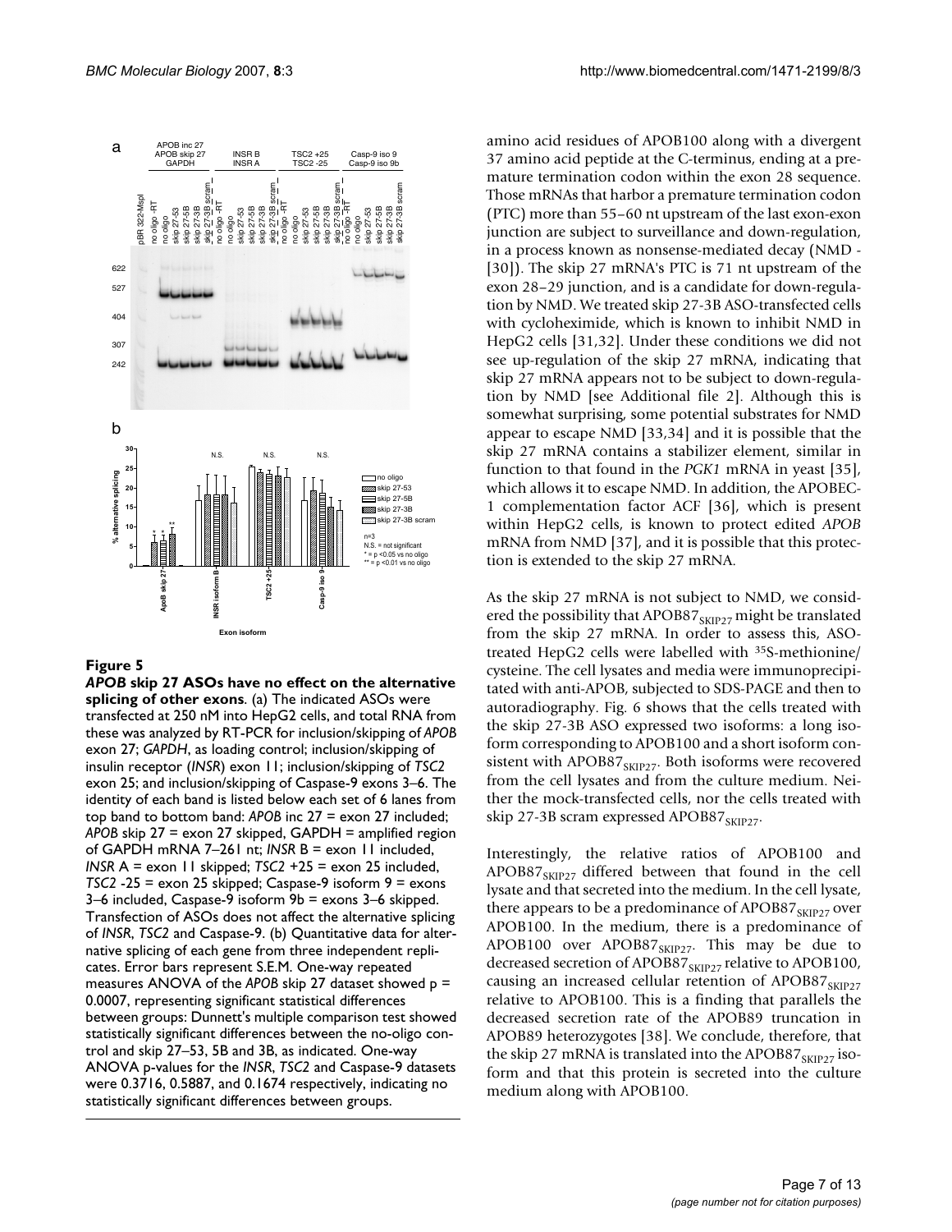**Figure 5**

***APOB* skip 27 ASOs have no effect on the alternative splicing of other exons**. (a) The indicated ASOs were transfected at 250 nM into HepG2 cells, and total RNA from these was analyzed by RT-PCR for inclusion/skipping of *APOB* exon 27; *GAPDH*, as loading control; inclusion/skipping of insulin receptor (*INSR*) exon 11; inclusion/skipping of *TSC2* exon 25; and inclusion/skipping of Caspase-9 exons 3–6. The identity of each band is listed below each set of 6 lanes from top band to bottom band: *APOB* inc 27 = exon 27 included; *APOB* skip 27 = exon 27 skipped, GAPDH = amplified region of GAPDH mRNA 7–261 nt; *INSR* B = exon 11 included, *INSR* A = exon 11 skipped; *TSC2* +25 = exon 25 included, *TSC2* -25 = exon 25 skipped; Caspase-9 isoform 9 = exons 3–6 included, Caspase-9 isoform 9b = exons 3–6 skipped. Transfection of ASOs does not affect the alternative splicing of *INSR*, *TSC2* and Caspase-9. (b) Quantitative data for alternative splicing of each gene from three independent replicates. Error bars represent S.E.M. One-way repeated measures ANOVA of the *APOB* skip 27 dataset showed $p = 0.0007$, representing significant statistical differences between groups: Dunnett's multiple comparison test showed statistically significant differences between the no-oligo control and skip 27–53, 5B and 3B, as indicated. One-way ANOVA p-values for the *INSR*, *TSC2* and Caspase-9 datasets were 0.3716, 0.5887, and 0.1674 respectively, indicating no statistically significant differences between groups.

amino acid residues of APOB100 along with a divergent 37 amino acid peptide at the C-terminus, ending at a premature termination codon within the exon 28 sequence. Those mRNAs that harbor a premature termination codon (PTC) more than 55–60 nt upstream of the last exon-exon junction are subject to surveillance and down-regulation, in a process known as nonsense-mediated decay (NMD - [30]). The skip 27 mRNA's PTC is 71 nt upstream of the exon 28–29 junction, and is a candidate for down-regulation by NMD. We treated skip 27-3B ASO-transfected cells with cycloheximide, which is known to inhibit NMD in HepG2 cells [31,32]. Under these conditions we did not see up-regulation of the skip 27 mRNA, indicating that skip 27 mRNA appears not to be subject to down-regulation by NMD [see Additional file 2]. Although this is somewhat surprising, some potential substrates for NMD appear to escape NMD [33,34] and it is possible that the skip 27 mRNA contains a stabilizer element, similar in function to that found in the *PGK1* mRNA in yeast [35], which allows it to escape NMD. In addition, the APOBEC-1 complementation factor ACF [36], which is present within HepG2 cells, is known to protect edited *APOB* mRNA from NMD [37], and it is possible that this protection is extended to the skip 27 mRNA.

As the skip 27 mRNA is not subject to NMD, we considered the possibility that $APOB87_{SKIP27}$ might be translated from the skip 27 mRNA. In order to assess this, ASO-treated HepG2 cells were labelled with $^{35}$S-methionine/cysteine. The cell lysates and media were immunoprecipitated with anti-APOB, subjected to SDS-PAGE and then to autoradiography. Fig. 6 shows that the cells treated with the skip 27-3B ASO expressed two isoforms: a long isoform corresponding to APOB100 and a short isoform consistent with $APOB87_{SKIP27}$. Both isoforms were recovered from the cell lysates and from the culture medium. Neither the mock-transfected cells, nor the cells treated with skip 27-3B scram expressed $APOB87_{SKIP27}$.

Interestingly, the relative ratios of APOB100 and $APOB87_{SKIP27}$ differed between that found in the cell lysate and that secreted into the medium. In the cell lysate, there appears to be a predominance of $APOB87_{SKIP27}$ over APOB100. In the medium, there is a predominance of APOB100 over $APOB87_{SKIP27}$. This may be due to decreased secretion of $APOB87_{SKIP27}$ relative to APOB100, causing an increased cellular retention of $APOB87_{SKIP27}$ relative to APOB100. This is a finding that parallels the decreased secretion rate of the APOB89 truncation in APOB89 heterozygotes [38]. We conclude, therefore, that the skip 27 mRNA is translated into the $APOB87_{SKIP27}$ isoform and that this protein is secreted into the culture medium along with APOB100.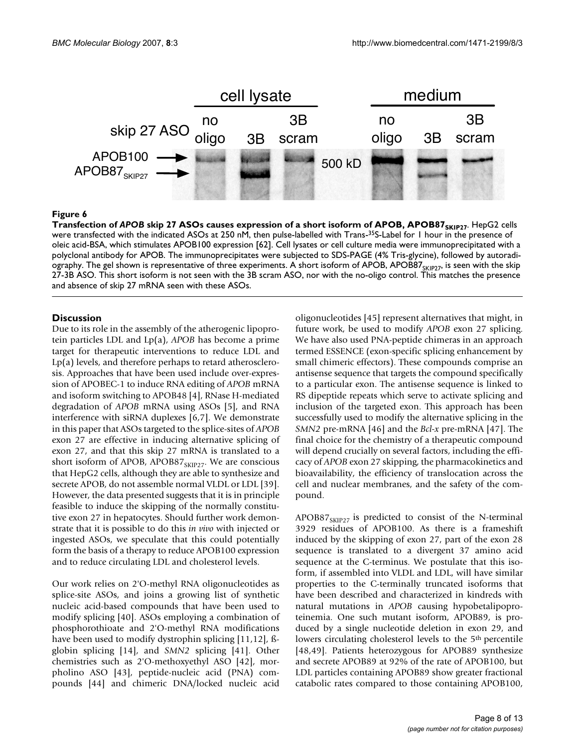**Figure 6**

**Transfection of *APOB* skip 27 ASOs causes expression of a short isoform of APOB, $APOB87_{SKIP27}$.** HepG2 cells were transfected with the indicated ASOs at 250 nM, then pulse-labelled with Trans-$^{35}$S-Label for 1 hour in the presence of oleic acid-BSA, which stimulates APOB100 expression [62]. Cell lysates or cell culture media were immunoprecipitated with a polyclonal antibody for APOB. The immunoprecipitates were subjected to SDS-PAGE (4% Tris-glycine), followed by autoradiography. The gel shown is representative of three experiments. A short isoform of APOB, $APOB87_{SKIP27}$, is seen with the skip 27-3B ASO. This short isoform is not seen with the 3B scram ASO, nor with the no-oligo control. This matches the presence and absence of skip 27 mRNA seen with these ASOs.

## Discussion

Due to its role in the assembly of the atherogenic lipoprotein particles LDL and Lp(a), *APOB* has become a prime target for therapeutic interventions to reduce LDL and Lp(a) levels, and therefore perhaps to retard atherosclerosis. Approaches that have been used include over-expression of APOBEC-1 to induce RNA editing of *APOB* mRNA and isoform switching to APOB48 [4], RNase H-mediated degradation of *APOB* mRNA using ASOs [5], and RNA interference with siRNA duplexes [6,7]. We demonstrate in this paper that ASOs targeted to the splice-sites of *APOB* exon 27 are effective in inducing alternative splicing of exon 27, and that this skip 27 mRNA is translated to a short isoform of APOB, $APOB87_{SKIP27}$. We are conscious that HepG2 cells, although they are able to synthesize and secrete APOB, do not assemble normal VLDL or LDL [39]. However, the data presented suggests that it is in principle feasible to induce the skipping of the normally constitutive exon 27 in hepatocytes. Should further work demonstrate that it is possible to do this *in vivo* with injected or ingested ASOs, we speculate that this could potentially form the basis of a therapy to reduce APOB100 expression and to reduce circulating LDL and cholesterol levels.

Our work relies on 2'O-methyl RNA oligonucleotides as splice-site ASOs, and joins a growing list of synthetic nucleic acid-based compounds that have been used to modify splicing [40]. ASOs employing a combination of phosphorothioate and 2'O-methyl RNA modifications have been used to modify dystrophin splicing [11,12], ß-globin splicing [14], and *SMN2* splicing [41]. Other chemistries such as 2'O-methoxyethyl ASO [42], morpholino ASO [43], peptide-nucleic acid (PNA) compounds [44] and chimeric DNA/locked nucleic acid oligonucleotides [45] represent alternatives that might, in future work, be used to modify *APOB* exon 27 splicing. We have also used PNA-peptide chimeras in an approach termed ESSENCE (exon-specific splicing enhancement by small chimeric effectors). These compounds comprise an antisense sequence that targets the compound specifically to a particular exon. The antisense sequence is linked to RS dipeptide repeats which serve to activate splicing and inclusion of the targeted exon. This approach has been successfully used to modify the alternative splicing in the *SMN2* pre-mRNA [46] and the *Bcl-x* pre-mRNA [47]. The final choice for the chemistry of a therapeutic compound will depend crucially on several factors, including the efficacy of *APOB* exon 27 skipping, the pharmacokinetics and bioavailability, the efficiency of translocation across the cell and nuclear membranes, and the safety of the compound.

$APOB87_{SKIP27}$ is predicted to consist of the N-terminal 3929 residues of APOB100. As there is a frameshift induced by the skipping of exon 27, part of the exon 28 sequence is translated to a divergent 37 amino acid sequence at the C-terminus. We postulate that this isoform, if assembled into VLDL and LDL, will have similar properties to the C-terminally truncated isoforms that have been described and characterized in kindreds with natural mutations in *APOB* causing hypobetalipoproteinemia. One such mutant isoform, APOB89, is produced by a single nucleotide deletion in exon 29, and lowers circulating cholesterol levels to the 5th percentile [48,49]. Patients heterozygous for APOB89 synthesize and secrete APOB89 at 92% of the rate of APOB100, but LDL particles containing APOB89 show greater fractional catabolic rates compared to those containing APOB100,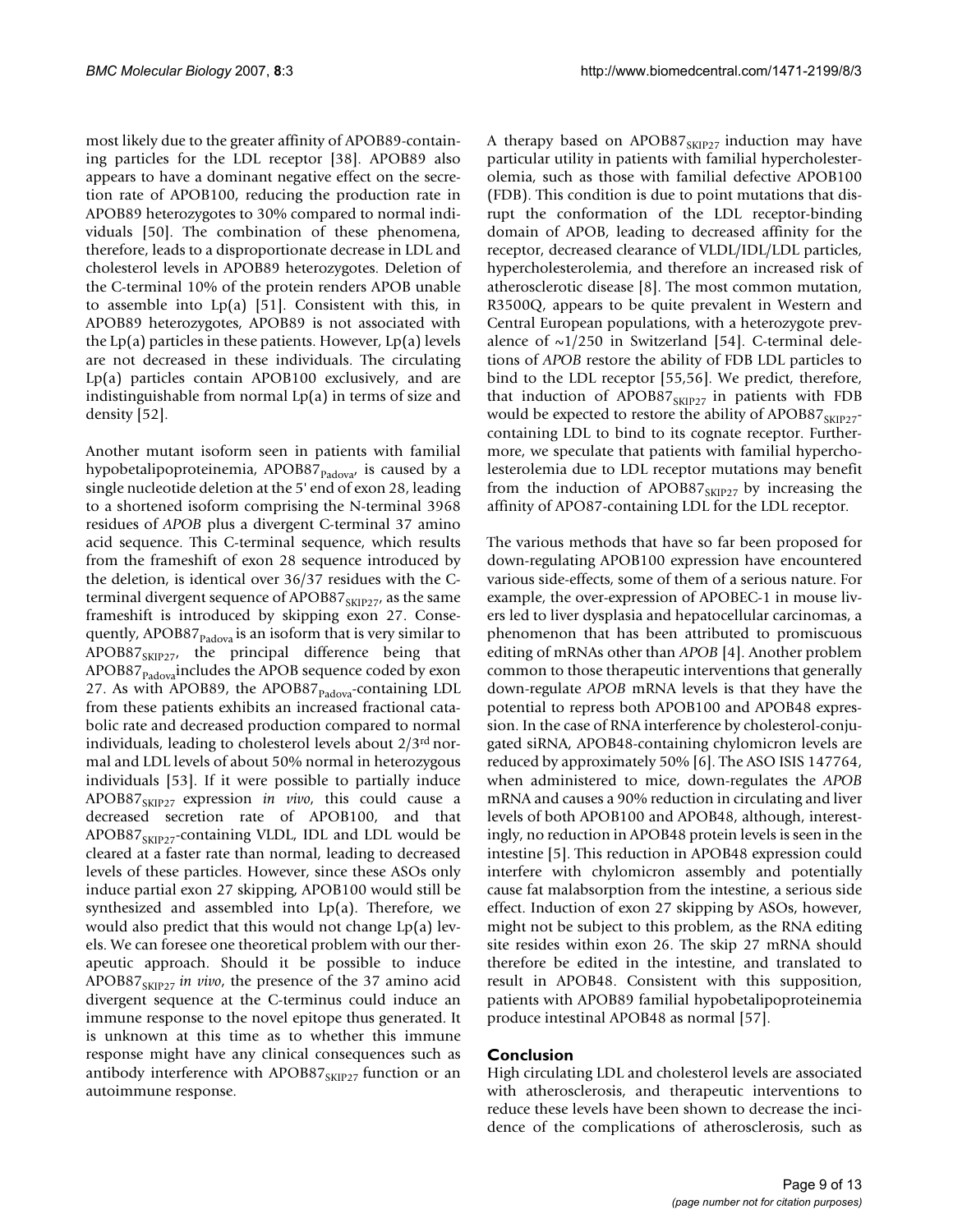most likely due to the greater affinity of APOB89-containing particles for the LDL receptor [38]. APOB89 also appears to have a dominant negative effect on the secretion rate of APOB100, reducing the production rate in APOB89 heterozygotes to 30% compared to normal individuals [50]. The combination of these phenomena, therefore, leads to a disproportionate decrease in LDL and cholesterol levels in APOB89 heterozygotes. Deletion of the C-terminal 10% of the protein renders APOB unable to assemble into Lp(a) [51]. Consistent with this, in APOB89 heterozygotes, APOB89 is not associated with the Lp(a) particles in these patients. However, Lp(a) levels are not decreased in these individuals. The circulating Lp(a) particles contain APOB100 exclusively, and are indistinguishable from normal Lp(a) in terms of size and density [52].

Another mutant isoform seen in patients with familial hypobetalipoproteinemia, $APOB87_{Padova}$, is caused by a single nucleotide deletion at the 5' end of exon 28, leading to a shortened isoform comprising the N-terminal 3968 residues of *APOB* plus a divergent C-terminal 37 amino acid sequence. This C-terminal sequence, which results from the frameshift of exon 28 sequence introduced by the deletion, is identical over 36/37 residues with the C-terminal divergent sequence of $APOB87_{SKIP27}$, as the same frameshift is introduced by skipping exon 27. Consequently, $APOB87_{Padova}$ is an isoform that is very similar to $APOB87_{SKIP27}$, the principal difference being that $APOB87_{Padova}$ includes the APOB sequence coded by exon 27. As with APOB89, the $APOB87_{Padova}$-containing LDL from these patients exhibits an increased fractional catabolic rate and decreased production compared to normal individuals, leading to cholesterol levels about 2/3rd normal and LDL levels of about 50% normal in heterozygous individuals [53]. If it were possible to partially induce $APOB87_{SKIP27}$ expression *in vivo*, this could cause a decreased secretion rate of APOB100, and that $APOB87_{SKIP27}$-containing VLDL, IDL and LDL would be cleared at a faster rate than normal, leading to decreased levels of these particles. However, since these ASOs only induce partial exon 27 skipping, APOB100 would still be synthesized and assembled into Lp(a). Therefore, we would also predict that this would not change Lp(a) levels. We can foresee one theoretical problem with our therapeutic approach. Should it be possible to induce $APOB87_{SKIP27}$ *in vivo*, the presence of the 37 amino acid divergent sequence at the C-terminus could induce an immune response to the novel epitope thus generated. It is unknown at this time as to whether this immune response might have any clinical consequences such as antibody interference with $APOB87_{SKIP27}$ function or an autoimmune response.

A therapy based on $APOB87_{SKIP27}$ induction may have particular utility in patients with familial hypercholesterolemia, such as those with familial defective APOB100 (FDB). This condition is due to point mutations that disrupt the conformation of the LDL receptor-binding domain of APOB, leading to decreased affinity for the receptor, decreased clearance of VLDL/IDL/LDL particles, hypercholesterolemia, and therefore an increased risk of atherosclerotic disease [8]. The most common mutation, R3500Q, appears to be quite prevalent in Western and Central European populations, with a heterozygote prevalence of ~1/250 in Switzerland [54]. C-terminal deletions of *APOB* restore the ability of FDB LDL particles to bind to the LDL receptor [55,56]. We predict, therefore, that induction of $APOB87_{SKIP27}$ in patients with FDB would be expected to restore the ability of $APOB87_{SKIP27}$-containing LDL to bind to its cognate receptor. Furthermore, we speculate that patients with familial hypercholesterolemia due to LDL receptor mutations may benefit from the induction of $APOB87_{SKIP27}$ by increasing the affinity of APO87-containing LDL for the LDL receptor.

The various methods that have so far been proposed for down-regulating APOB100 expression have encountered various side-effects, some of them of a serious nature. For example, the over-expression of APOBEC-1 in mouse livers led to liver dysplasia and hepatocellular carcinomas, a phenomenon that has been attributed to promiscuous editing of mRNAs other than *APOB* [4]. Another problem common to those therapeutic interventions that generally down-regulate *APOB* mRNA levels is that they have the potential to repress both APOB100 and APOB48 expression. In the case of RNA interference by cholesterol-conjugated siRNA, APOB48-containing chylomicron levels are reduced by approximately 50% [6]. The ASO ISIS 147764, when administered to mice, down-regulates the *APOB* mRNA and causes a 90% reduction in circulating and liver levels of both APOB100 and APOB48, although, interestingly, no reduction in APOB48 protein levels is seen in the intestine [5]. This reduction in APOB48 expression could interfere with chylomicron assembly and potentially cause fat malabsorption from the intestine, a serious side effect. Induction of exon 27 skipping by ASOs, however, might not be subject to this problem, as the RNA editing site resides within exon 26. The skip 27 mRNA should therefore be edited in the intestine, and translated to result in APOB48. Consistent with this supposition, patients with APOB89 familial hypobetalipoproteinemia produce intestinal APOB48 as normal [57].

## Conclusion

High circulating LDL and cholesterol levels are associated with atherosclerosis, and therapeutic interventions to reduce these levels have been shown to decrease the incidence of the complications of atherosclerosis, such as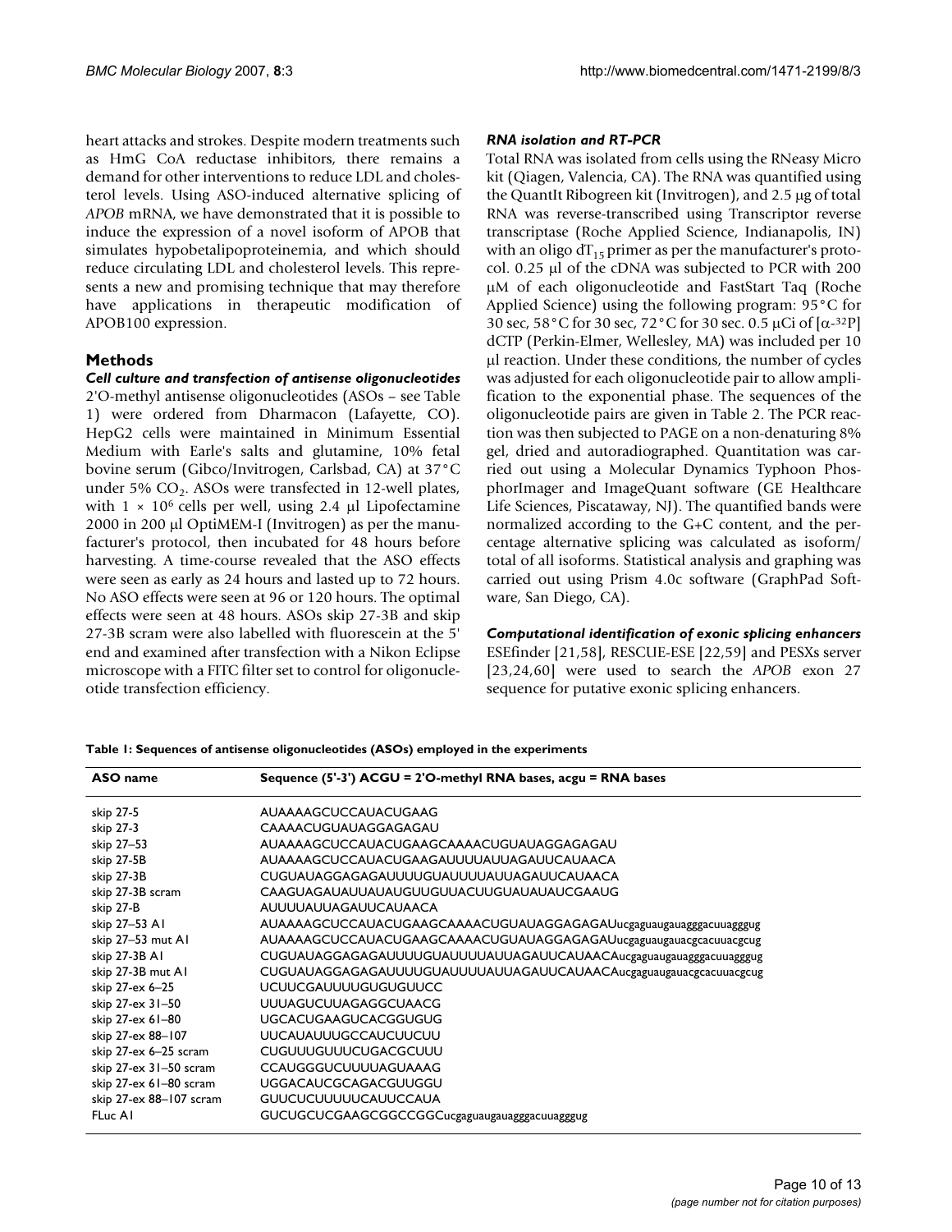heart attacks and strokes. Despite modern treatments such as HmG CoA reductase inhibitors, there remains a demand for other interventions to reduce LDL and cholesterol levels. Using ASO-induced alternative splicing of *APOB* mRNA, we have demonstrated that it is possible to induce the expression of a novel isoform of APOB that simulates hypobetalipoproteinemia, and which should reduce circulating LDL and cholesterol levels. This represents a new and promising technique that may therefore have applications in therapeutic modification of APOB100 expression.

## Methods

### *Cell culture and transfection of antisense oligonucleotides*

2'O-methyl antisense oligonucleotides (ASOs – see Table 1) were ordered from Dharmacon (Lafayette, CO). HepG2 cells were maintained in Minimum Essential Medium with Earle's salts and glutamine, 10% fetal bovine serum (Gibco/Invitrogen, Carlsbad, CA) at 37°C under 5% $CO_2$. ASOs were transfected in 12-well plates, with $1 \times 10^6$ cells per well, using 2.4 µl Lipofectamine 2000 in 200 µl OptiMEM-I (Invitrogen) as per the manufacturer's protocol, then incubated for 48 hours before harvesting. A time-course revealed that the ASO effects were seen as early as 24 hours and lasted up to 72 hours. No ASO effects were seen at 96 or 120 hours. The optimal effects were seen at 48 hours. ASOs skip 27-3B and skip 27-3B scram were also labelled with fluorescein at the 5' end and examined after transfection with a Nikon Eclipse microscope with a FITC filter set to control for oligonucleotide transfection efficiency.

### *RNA isolation and RT-PCR*

Total RNA was isolated from cells using the RNeasy Micro kit (Qiagen, Valencia, CA). The RNA was quantified using the QuantIt Ribogreen kit (Invitrogen), and 2.5 µg of total RNA was reverse-transcribed using Transcriptor reverse transcriptase (Roche Applied Science, Indianapolis, IN) with an oligo $dT_{15}$ primer as per the manufacturer's protocol. 0.25 µl of the cDNA was subjected to PCR with 200 µM of each oligonucleotide and FastStart Taq (Roche Applied Science) using the following program: 95°C for 30 sec, 58°C for 30 sec, 72°C for 30 sec. 0.5 µCi of [$\alpha$-$^{32}$P] dCTP (Perkin-Elmer, Wellesley, MA) was included per 10 µl reaction. Under these conditions, the number of cycles was adjusted for each oligonucleotide pair to allow amplification to the exponential phase. The sequences of the oligonucleotide pairs are given in Table 2. The PCR reaction was then subjected to PAGE on a non-denaturing 8% gel, dried and autoradiographed. Quantitation was carried out using a Molecular Dynamics Typhoon PhosphorImager and ImageQuant software (GE Healthcare Life Sciences, Piscataway, NJ). The quantified bands were normalized according to the G+C content, and the percentage alternative splicing was calculated as isoform/ total of all isoforms. Statistical analysis and graphing was carried out using Prism 4.0c software (GraphPad Software, San Diego, CA).

### *Computational identification of exonic splicing enhancers*

ESEfinder [21,58], RESCUE-ESE [22,59] and PESXs server [23,24,60] were used to search the *APOB* exon 27 sequence for putative exonic splicing enhancers.

**Table 1: Sequences of antisense oligonucleotides (ASOs) employed in the experiments**

| ASO name | Sequence (5'-3') ACGU = 2'O-methyl RNA bases, acgu = RNA bases |
|---|---|
| skip 27-5 | AUAAAAGCUCCAUACUGAAG |
| skip 27-3 | CAAAACUGUAUAGGAGAGAU |
| skip 27–53 | AUAAAAGCUCCAUACUGAAGCAAAACUGUAUAGGAGAGAU |
| skip 27-5B | AUAAAAGCUCCAUACUGAAGAUUUUAUUAGAUUCAUAACA |
| skip 27-3B | CUGUAUAGGAGAGAUUUUGUAUUUUAUUAGAUUCAUAACA |
| skip 27-3B scram | CAAGUAGAUAUUAUAUGUUGUUACUUGUAUAUAUCGAAUG |
| skip 27-B | AUUUUAUUAGAUUCAUAACA |
| skip 27–53 A1 | AUAAAAGCUCCAUACUGAAGCAAAACUGUAUAGGAGAGAUucgaguaugauagggacuuagggug |
| skip 27–53 mut A1 | AUAAAAGCUCCAUACUGAAGCAAAACUGUAUAGGAGAGAUucgaguaugauacgcacuuacgcug |
| skip 27-3B A1 | CUGUAUAGGAGAGAUUUUGUAUUUUAUUAGAUUCAUAACAucgaguaugauagggacuuagggug |
| skip 27-3B mut A1 | CUGUAUAGGAGAGAUUUUGUAUUUUAUUAGAUUCAUAACAucgaguaugauacgcacuuacgcug |
| skip 27-ex 6–25 | UCUUCGAUUUUGUGUGUUCC |
| skip 27-ex 31–50 | UUUAGUCUUAGAGGCUAACG |
| skip 27-ex 61–80 | UGCACUGAAGUCACGGUGUG |
| skip 27-ex 88–107 | UUCAUAUUUGCCAUCUUCUU |
| skip 27-ex 6–25 scram | CUGUUUGUUUCUGACGCUUU |
| skip 27-ex 31–50 scram | CCAUGGGUCUUUUAGUAAAG |
| skip 27-ex 61–80 scram | UGGACAUCGCAGACGUUGGU |
| skip 27-ex 88–107 scram | GUUCUCUUUUUCAUUCCAUA |
| FLuc A1 | GUCUGCUCGAAGCGGCCGGCucgaguaugauagggacuuagggug |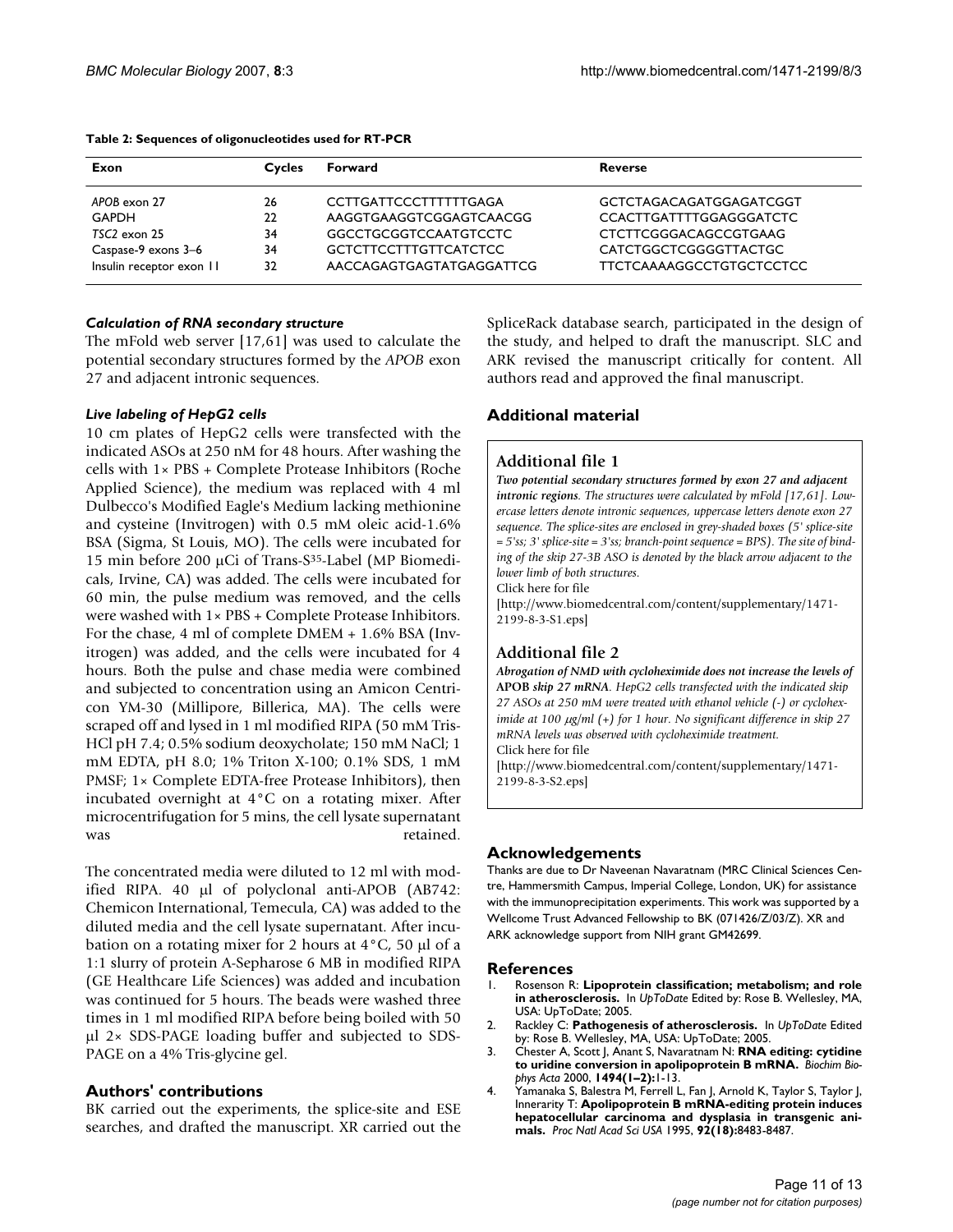**Table 2: Sequences of oligonucleotides used for RT-PCR**

| Exon | Cycles | Forward | Reverse |
| --- | --- | --- | --- |
| *APOB* exon 27 | 26 | CCTTGATTCCCTTTTTTGAGA | GCTCTAGACAGATGGAGATCGGT |
| GAPDH | 22 | AAGGTGAAGGTCGGAGTCAACGG | CCACTTGATTTTGGAGGGATCTC |
| *TSC2* exon 25 | 34 | GGCCTGCGGTCCAATGTCCTC | CTCTTCGGGACAGCCGTGAAG |
| Caspase-9 exons 3–6 | 34 | GCTCTTCCTTTGTTCATCTCC | CATCTGGCTCGGGGTTACTGC |
| Insulin receptor exon 11 | 32 | AACCAGAGTGAGTATGAGGATTCG | TTCTCAAAAGGCCTGTGCTCCTCC |

### *Calculation of RNA secondary structure*

The mFold web server [17,61] was used to calculate the potential secondary structures formed by the *APOB* exon 27 and adjacent intronic sequences.

### *Live labeling of HepG2 cells*

10 cm plates of HepG2 cells were transfected with the indicated ASOs at 250 nM for 48 hours. After washing the cells with 1× PBS + Complete Protease Inhibitors (Roche Applied Science), the medium was replaced with 4 ml Dulbecco's Modified Eagle's Medium lacking methionine and cysteine (Invitrogen) with 0.5 mM oleic acid-1.6% BSA (Sigma, St Louis, MO). The cells were incubated for 15 min before 200 μCi of Trans-$S^{35}$-Label (MP Biomedicals, Irvine, CA) was added. The cells were incubated for 60 min, the pulse medium was removed, and the cells were washed with 1× PBS + Complete Protease Inhibitors. For the chase, 4 ml of complete DMEM + 1.6% BSA (Invitrogen) was added, and the cells were incubated for 4 hours. Both the pulse and chase media were combined and subjected to concentration using an Amicon Centricon YM-30 (Millipore, Billerica, MA). The cells were scraped off and lysed in 1 ml modified RIPA (50 mM Tris-HCl pH 7.4; 0.5% sodium deoxycholate; 150 mM NaCl; 1 mM EDTA, pH 8.0; 1% Triton X-100; 0.1% SDS, 1 mM PMSF; 1× Complete EDTA-free Protease Inhibitors), then incubated overnight at 4°C on a rotating mixer. After microcentrifugation for 5 mins, the cell lysate supernatant was retained.

The concentrated media were diluted to 12 ml with modified RIPA. 40 μl of polyclonal anti-APOB (AB742: Chemicon International, Temecula, CA) was added to the diluted media and the cell lysate supernatant. After incubation on a rotating mixer for 2 hours at 4°C, 50 μl of a 1:1 slurry of protein A-Sepharose 6 MB in modified RIPA (GE Healthcare Life Sciences) was added and incubation was continued for 5 hours. The beads were washed three times in 1 ml modified RIPA before being boiled with 50 μl 2× SDS-PAGE loading buffer and subjected to SDS-PAGE on a 4% Tris-glycine gel.

## Authors' contributions

BK carried out the experiments, the splice-site and ESE searches, and drafted the manuscript. XR carried out the SpliceRack database search, participated in the design of the study, and helped to draft the manuscript. SLC and ARK revised the manuscript critically for content. All authors read and approved the final manuscript.

## Additional material

### Additional file 1

***Two potential secondary structures formed by exon 27 and adjacent intronic regions****. The structures were calculated by mFold [17,61]. Lowercase letters denote intronic sequences, uppercase letters denote exon 27 sequence. The splice-sites are enclosed in grey-shaded boxes (5' splice-site = 5'ss; 3' splice-site = 3'ss; branch-point sequence = BPS). The site of binding of the skip 27-3B ASO is denoted by the black arrow adjacent to the lower limb of both structures.*

Click here for file

[http://www.biomedcentral.com/content/supplementary/1471-2199-8-3-S1.eps]

### Additional file 2

***Abrogation of NMD with cycloheximide does not increase the levels of APOB skip 27 mRNA****. HepG2 cells transfected with the indicated skip 27 ASOs at 250 mM were treated with ethanol vehicle (-) or cycloheximide at 100 μg/ml (+) for 1 hour. No significant difference in skip 27 mRNA levels was observed with cycloheximide treatment.*

Click here for file

[http://www.biomedcentral.com/content/supplementary/1471-2199-8-3-S2.eps]

## Acknowledgements

Thanks are due to Dr Naveenan Navaratnam (MRC Clinical Sciences Centre, Hammersmith Campus, Imperial College, London, UK) for assistance with the immunoprecipitation experiments. This work was supported by a Wellcome Trust Advanced Fellowship to BK (071426/Z/03/Z). XR and ARK acknowledge support from NIH grant GM42699.

## References

1. Rosenson R: **Lipoprotein classification; metabolism; and role in atherosclerosis.** In *UpToDate* Edited by: Rose B. Wellesley, MA, USA: UpToDate; 2005.
2. Rackley C: **Pathogenesis of atherosclerosis.** In *UpToDate* Edited by: Rose B. Wellesley, MA, USA: UpToDate; 2005.
3. Chester A, Scott J, Anant S, Navaratnam N: **RNA editing: cytidine to uridine conversion in apolipoprotein B mRNA.** *Biochim Biophys Acta* 2000, **1494(1–2):**1-13.
4. Yamanaka S, Balestra M, Ferrell L, Fan J, Arnold K, Taylor S, Taylor J, Innerarity T: **Apolipoprotein B mRNA-editing protein induces hepatocellular carcinoma and dysplasia in transgenic animals.** *Proc Natl Acad Sci USA* 1995, **92(18):**8483-8487.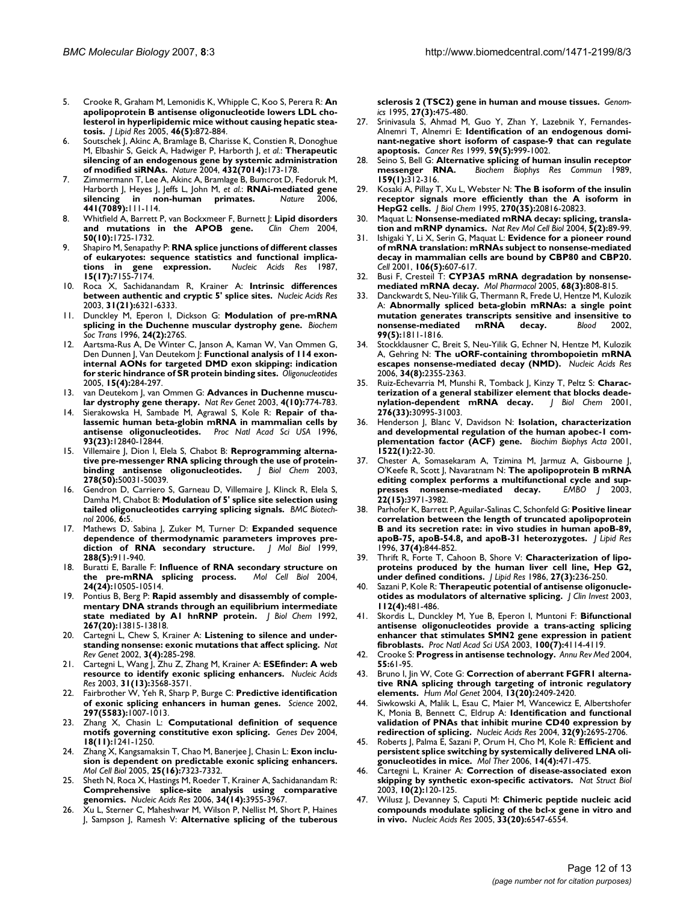5. Crooke R, Graham M, Lemonidis K, Whipple C, Koo S, Perera R: **An apolipoprotein B antisense oligonucleotide lowers LDL cholesterol in hyperlipidemic mice without causing hepatic steatosis.** *J Lipid Res* 2005, **46(5):**872-884.
6. Soutschek J, Akinc A, Bramlage B, Charisse K, Constien R, Donoghue M, Elbashir S, Geick A, Hadwiger P, Harborth J, *et al.*: **Therapeutic silencing of an endogenous gene by systemic administration of modified siRNAs.** *Nature* 2004, **432(7014):**173-178.
7. Zimmermann T, Lee A, Akinc A, Bramlage B, Bumcrot D, Fedoruk M, Harborth J, Heyes J, Jeffs L, John M, *et al.*: **RNAi-mediated gene silencing in non-human primates.** *Nature* 2006, **441(7089):**111-114.
8. Whitfield A, Barrett P, van Bockxmeer F, Burnett J: **Lipid disorders and mutations in the APOB gene.** *Clin Chem* 2004, **50(10):**1725-1732.
9. Shapiro M, Senapathy P: **RNA splice junctions of different classes of eukaryotes: sequence statistics and functional implications in gene expression.** *Nucleic Acids Res* 1987, **15(17):**7155-7174.
10. Roca X, Sachidanandam R, Krainer A: **Intrinsic differences between authentic and cryptic 5' splice sites.** *Nucleic Acids Res* 2003, **31(21):**6321-6333.
11. Dunckley M, Eperon I, Dickson G: **Modulation of pre-mRNA splicing in the Duchenne muscular dystrophy gene.** *Biochem Soc Trans* 1996, **24(2):**276S.
12. Aartsma-Rus A, De Winter C, Janson A, Kaman W, Van Ommen G, Den Dunnen J, Van Deutekom J: **Functional analysis of 114 exon-internal AONs for targeted DMD exon skipping: indication for steric hindrance of SR protein binding sites.** *Oligonucleotides* 2005, **15(4):**284-297.
13. van Deutekom J, van Ommen G: **Advances in Duchenne muscular dystrophy gene therapy.** *Nat Rev Genet* 2003, **4(10):**774-783.
14. Sierakowska H, Sambade M, Agrawal S, Kole R: **Repair of thalassemic human beta-globin mRNA in mammalian cells by antisense oligonucleotides.** *Proc Natl Acad Sci USA* 1996, **93(23):**12840-12844.
15. Villemaire J, Dion I, Elela S, Chabot B: **Reprogramming alternative pre-messenger RNA splicing through the use of protein-binding antisense oligonucleotides.** *J Biol Chem* 2003, **278(50):**50031-50039.
16. Gendron D, Carriero S, Garneau D, Villemaire J, Klinck R, Elela S, Damha M, Chabot B: **Modulation of 5' splice site selection using tailed oligonucleotides carrying splicing signals.** *BMC Biotechnol* 2006, **6:**5.
17. Mathews D, Sabina J, Zuker M, Turner D: **Expanded sequence dependence of thermodynamic parameters improves prediction of RNA secondary structure.** *J Mol Biol* 1999, **288(5):**911-940.
18. Buratti E, Baralle F: **Influence of RNA secondary structure on the pre-mRNA splicing process.** *Mol Cell Biol* 2004, **24(24):**10505-10514.
19. Pontius B, Berg P: **Rapid assembly and disassembly of complementary DNA strands through an equilibrium intermediate state mediated by A1 hnRNP protein.** *J Biol Chem* 1992, **267(20):**13815-13818.
20. Cartegni L, Chew S, Krainer A: **Listening to silence and understanding nonsense: exonic mutations that affect splicing.** *Nat Rev Genet* 2002, **3(4):**285-298.
21. Cartegni L, Wang J, Zhu Z, Zhang M, Krainer A: **ESEfinder: A web resource to identify exonic splicing enhancers.** *Nucleic Acids Res* 2003, **31(13):**3568-3571.
22. Fairbrother W, Yeh R, Sharp P, Burge C: **Predictive identification of exonic splicing enhancers in human genes.** *Science* 2002, **297(5583):**1007-1013.
23. Zhang X, Chasin L: **Computational definition of sequence motifs governing constitutive exon splicing.** *Genes Dev* 2004, **18(11):**1241-1250.
24. Zhang X, Kangsamaksin T, Chao M, Banerjee J, Chasin L: **Exon inclusion is dependent on predictable exonic splicing enhancers.** *Mol Cell Biol* 2005, **25(16):**7323-7332.
25. Sheth N, Roca X, Hastings M, Roeder T, Krainer A, Sachidanandam R: **Comprehensive splice-site analysis using comparative genomics.** *Nucleic Acids Res* 2006, **34(14):**3955-3967.
26. Xu L, Sterner C, Maheshwar M, Wilson P, Nellist M, Short P, Haines J, Sampson J, Ramesh V: **Alternative splicing of the tuberous sclerosis 2 (TSC2) gene in human and mouse tissues.** *Genomics* 1995, **27(3):**475-480.
27. Srinivasula S, Ahmad M, Guo Y, Zhan Y, Lazebnik Y, Fernandes-Alnemri T, Alnemri E: **Identification of an endogenous dominant-negative short isoform of caspase-9 that can regulate apoptosis.** *Cancer Res* 1999, **59(5):**999-1002.
28. Seino S, Bell G: **Alternative splicing of human insulin receptor messenger RNA.** *Biochem Biophys Res Commun* 1989, **159(1):**312-316.
29. Kosaki A, Pillay T, Xu L, Webster N: **The B isoform of the insulin receptor signals more efficiently than the A isoform in HepG2 cells.** *J Biol Chem* 1995, **270(35):**20816-20823.
30. Maquat L: **Nonsense-mediated mRNA decay: splicing, translation and mRNP dynamics.** *Nat Rev Mol Cell Biol* 2004, **5(2):**89-99.
31. Ishigaki Y, Li X, Serin G, Maquat L: **Evidence for a pioneer round of mRNA translation: mRNAs subject to nonsense-mediated decay in mammalian cells are bound by CBP80 and CBP20.** *Cell* 2001, **106(5):**607-617.
32. Busi F, Cresteil T: **CYP3A5 mRNA degradation by nonsense-mediated mRNA decay.** *Mol Pharmacol* 2005, **68(3):**808-815.
33. Danckwardt S, Neu-Yilik G, Thermann R, Frede U, Hentze M, Kulozik A: **Abnormally spliced beta-globin mRNAs: a single point mutation generates transcripts sensitive and insensitive to nonsense-mediated mRNA decay.** *Blood* 2002, **99(5):**1811-1816.
34. Stockklausner C, Breit S, Neu-Yilik G, Echner N, Hentze M, Kulozik A, Gehring N: **The uORF-containing thrombopoietin mRNA escapes nonsense-mediated decay (NMD).** *Nucleic Acids Res* 2006, **34(8):**2355-2363.
35. Ruiz-Echevarria M, Munshi R, Tomback J, Kinzy T, Peltz S: **Characterization of a general stabilizer element that blocks deadenylation-dependent mRNA decay.** *J Biol Chem* 2001, **276(33):**30995-31003.
36. Henderson J, Blanc V, Davidson N: **Isolation, characterization and developmental regulation of the human apobec-1 complementation factor (ACF) gene.** *Biochim Biophys Acta* 2001, **1522(1):**22-30.
37. Chester A, Somasekaram A, Tzimina M, Jarmuz A, Gisbourne J, O'Keefe R, Scott J, Navaratnam N: **The apolipoprotein B mRNA editing complex performs a multifunctional cycle and suppresses nonsense-mediated decay.** *EMBO J* 2003, **22(15):**3971-3982.
38. Parhofer K, Barrett P, Aguilar-Salinas C, Schonfeld G: **Positive linear correlation between the length of truncated apolipoprotein B and its secretion rate: in vivo studies in human apoB-89, apoB-75, apoB-54.8, and apoB-31 heterozygotes.** *J Lipid Res* 1996, **37(4):**844-852.
39. Thrift R, Forte T, Cahoon B, Shore V: **Characterization of lipoproteins produced by the human liver cell line, Hep G2, under defined conditions.** *J Lipid Res* 1986, **27(3):**236-250.
40. Sazani P, Kole R: **Therapeutic potential of antisense oligonucleotides as modulators of alternative splicing.** *J Clin Invest* 2003, **112(4):**481-486.
41. Skordis L, Dunckley M, Yue B, Eperon I, Muntoni F: **Bifunctional antisense oligonucleotides provide a trans-acting splicing enhancer that stimulates SMN2 gene expression in patient fibroblasts.** *Proc Natl Acad Sci USA* 2003, **100(7):**4114-4119.
42. Crooke S: **Progress in antisense technology.** *Annu Rev Med* 2004, **55:**61-95.
43. Bruno I, Jin W, Cote G: **Correction of aberrant FGFR1 alternative RNA splicing through targeting of intronic regulatory elements.** *Hum Mol Genet* 2004, **13(20):**2409-2420.
44. Siwkowski A, Malik L, Esau C, Maier M, Wancewicz E, Albertshofer K, Monia B, Bennett C, Eldrup A: **Identification and functional validation of PNAs that inhibit murine CD40 expression by redirection of splicing.** *Nucleic Acids Res* 2004, **32(9):**2695-2706.
45. Roberts J, Palma E, Sazani P, Orum H, Cho M, Kole R: **Efficient and persistent splice switching by systemically delivered LNA oligonucleotides in mice.** *Mol Ther* 2006, **14(4):**471-475.
46. Cartegni L, Krainer A: **Correction of disease-associated exon skipping by synthetic exon-specific activators.** *Nat Struct Biol* 2003, **10(2):**120-125.
47. Wilusz J, Devanney S, Caputi M: **Chimeric peptide nucleic acid compounds modulate splicing of the bcl-x gene in vitro and in vivo.** *Nucleic Acids Res* 2005, **33(20):**6547-6554.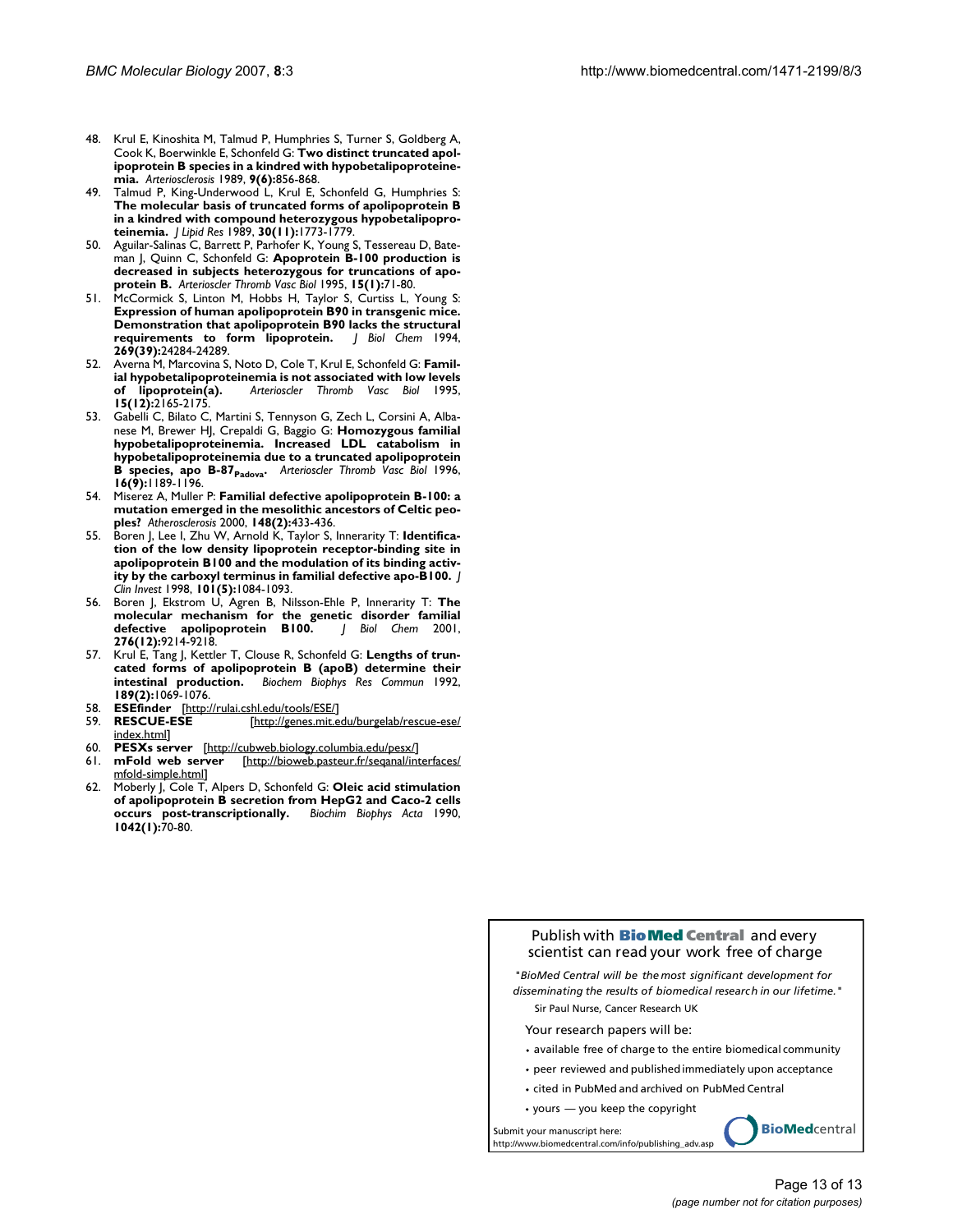48. Krul E, Kinoshita M, Talmud P, Humphries S, Turner S, Goldberg A, Cook K, Boerwinkle E, Schonfeld G: **Two distinct truncated apolipoprotein B species in a kindred with hypobetalipoproteinemia.** *Arteriosclerosis* 1989, **9(6):**856-868.
49. Talmud P, King-Underwood L, Krul E, Schonfeld G, Humphries S: **The molecular basis of truncated forms of apolipoprotein B in a kindred with compound heterozygous hypobetalipoproteinemia.** *J Lipid Res* 1989, **30(11):**1773-1779.
50. Aguilar-Salinas C, Barrett P, Parhofer K, Young S, Tessereau D, Bateman J, Quinn C, Schonfeld G: **Apoprotein B-100 production is decreased in subjects heterozygous for truncations of apoprotein B.** *Arterioscler Thromb Vasc Biol* 1995, **15(1):**71-80.
51. McCormick S, Linton M, Hobbs H, Taylor S, Curtiss L, Young S: **Expression of human apolipoprotein B90 in transgenic mice. Demonstration that apolipoprotein B90 lacks the structural requirements to form lipoprotein.** *J Biol Chem* 1994, **269(39):**24284-24289.
52. Averna M, Marcovina S, Noto D, Cole T, Krul E, Schonfeld G: **Familial hypobetalipoproteinemia is not associated with low levels of lipoprotein(a).** *Arterioscler Thromb Vasc Biol* 1995, **15(12):**2165-2175.
53. Gabelli C, Bilato C, Martini S, Tennyson G, Zech L, Corsini A, Albanese M, Brewer HJ, Crepaldi G, Baggio G: **Homozygous familial hypobetalipoproteinemia. Increased LDL catabolism in hypobetalipoproteinemia due to a truncated apolipoprotein B species, apo B-87$_{Padova}$.** *Arterioscler Thromb Vasc Biol* 1996, **16(9):**1189-1196.
54. Miserez A, Muller P: **Familial defective apolipoprotein B-100: a mutation emerged in the mesolithic ancestors of Celtic peoples?** *Atherosclerosis* 2000, **148(2):**433-436.
55. Boren J, Lee I, Zhu W, Arnold K, Taylor S, Innerarity T: **Identification of the low density lipoprotein receptor-binding site in apolipoprotein B100 and the modulation of its binding activity by the carboxyl terminus in familial defective apo-B100.** *J Clin Invest* 1998, **101(5):**1084-1093.
56. Boren J, Ekstrom U, Agren B, Nilsson-Ehle P, Innerarity T: **The molecular mechanism for the genetic disorder familial defective apolipoprotein B100.** *J Biol Chem* 2001, **276(12):**9214-9218.
57. Krul E, Tang J, Kettler T, Clouse R, Schonfeld G: **Lengths of truncated forms of apolipoprotein B (apoB) determine their intestinal production.** *Biochem Biophys Res Commun* 1992, **189(2):**1069-1076.
58. **ESEfinder** [http://rulai.cshl.edu/tools/ESE/]
59. **RESCUE-ESE** [http://genes.mit.edu/burgelab/rescue-ese/index.html]
60. **PESXs server** [http://cubweb.biology.columbia.edu/pesx/]
61. **mFold web server** [http://bioweb.pasteur.fr/seqanal/interfaces/mfold-simple.html]
62. Moberly J, Cole T, Alpers D, Schonfeld G: **Oleic acid stimulation of apolipoprotein B secretion from HepG2 and Caco-2 cells occurs post-transcriptionally.** *Biochim Biophys Acta* 1990, **1042(1):**70-80.

Publish with **BioMed Central** and every scientist can read your work free of charge

*"BioMed Central will be the most significant development for disseminating the results of biomedical research in our lifetime."*

Sir Paul Nurse, Cancer Research UK

Your research papers will be:

- available free of charge to the entire biomedical community
- peer reviewed and published immediately upon acceptance
- cited in PubMed and archived on PubMed Central
- yours — you keep the copyright

Submit your manuscript here:
http://www.biomedcentral.com/info/publishing_adv.asp

BioMedcentral